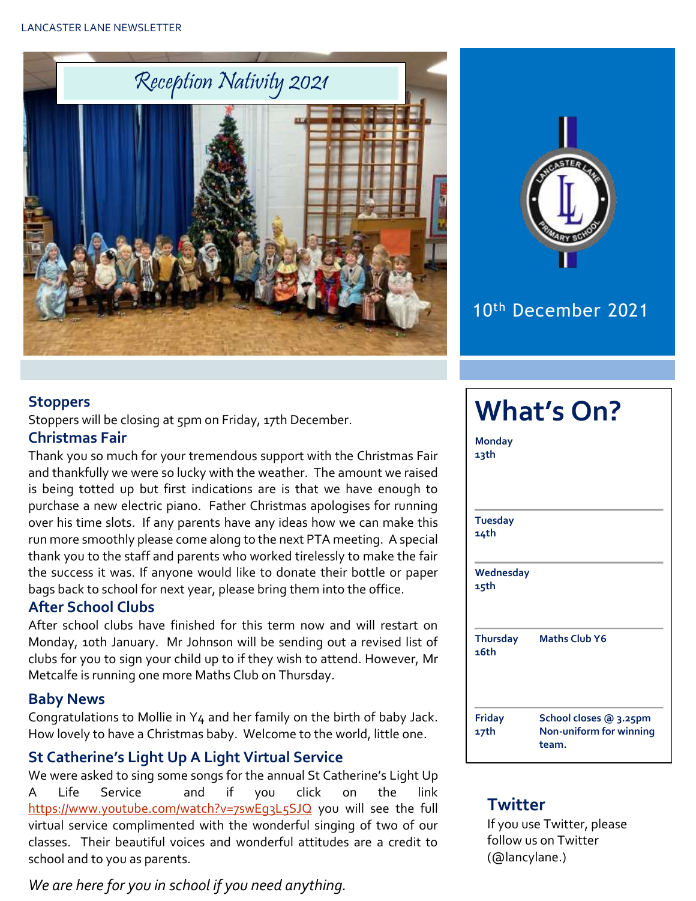# Reception Nativity 2021

10th December 2021

## Stoppers

Stoppers will be closing at 5pm on Friday, 17th December.

## Christmas Fair

Thank you so much for your tremendous support with the Christmas Fair and thankfully we were so lucky with the weather. The amount we raised is being totted up but first indications are is that we have enough to purchase a new electric piano. Father Christmas apologises for running over his time slots. If any parents have any ideas how we can make this run more smoothly please come along to the next PTA meeting. A special thank you to the staff and parents who worked tirelessly to make the fair the success it was. If anyone would like to donate their bottle or paper bags back to school for next year, please bring them into the office.

## After School Clubs

After school clubs have finished for this term now and will restart on Monday, 10th January. Mr Johnson will be sending out a revised list of clubs for you to sign your child up to if they wish to attend. However, Mr Metcalfe is running one more Maths Club on Thursday.

## Baby News

Congratulations to Mollie in Y4 and her family on the birth of baby Jack. How lovely to have a Christmas baby. Welcome to the world, little one.

## St Catherine's Light Up A Light Virtual Service

We were asked to sing some songs for the annual St Catherine's Light Up A Life Service and if you click on the link https://www.youtube.com/watch?v=7swEg3L5SJQ you will see the full virtual service complimented with the wonderful singing of two of our classes. Their beautiful voices and wonderful attitudes are a credit to school and to you as parents.

*We are here for you in school if you need anything.*

## What's On?

| Day | Event |
|---|---|
| **Monday 13th** | |
| **Tuesday 14th** | |
| **Wednesday 15th** | |
| **Thursday 16th** | **Maths Club Y6** |
| **Friday 17th** | **School closes @ 3.25pm Non-uniform for winning team.** |

## Twitter

If you use Twitter, please follow us on Twitter (@lancylane.)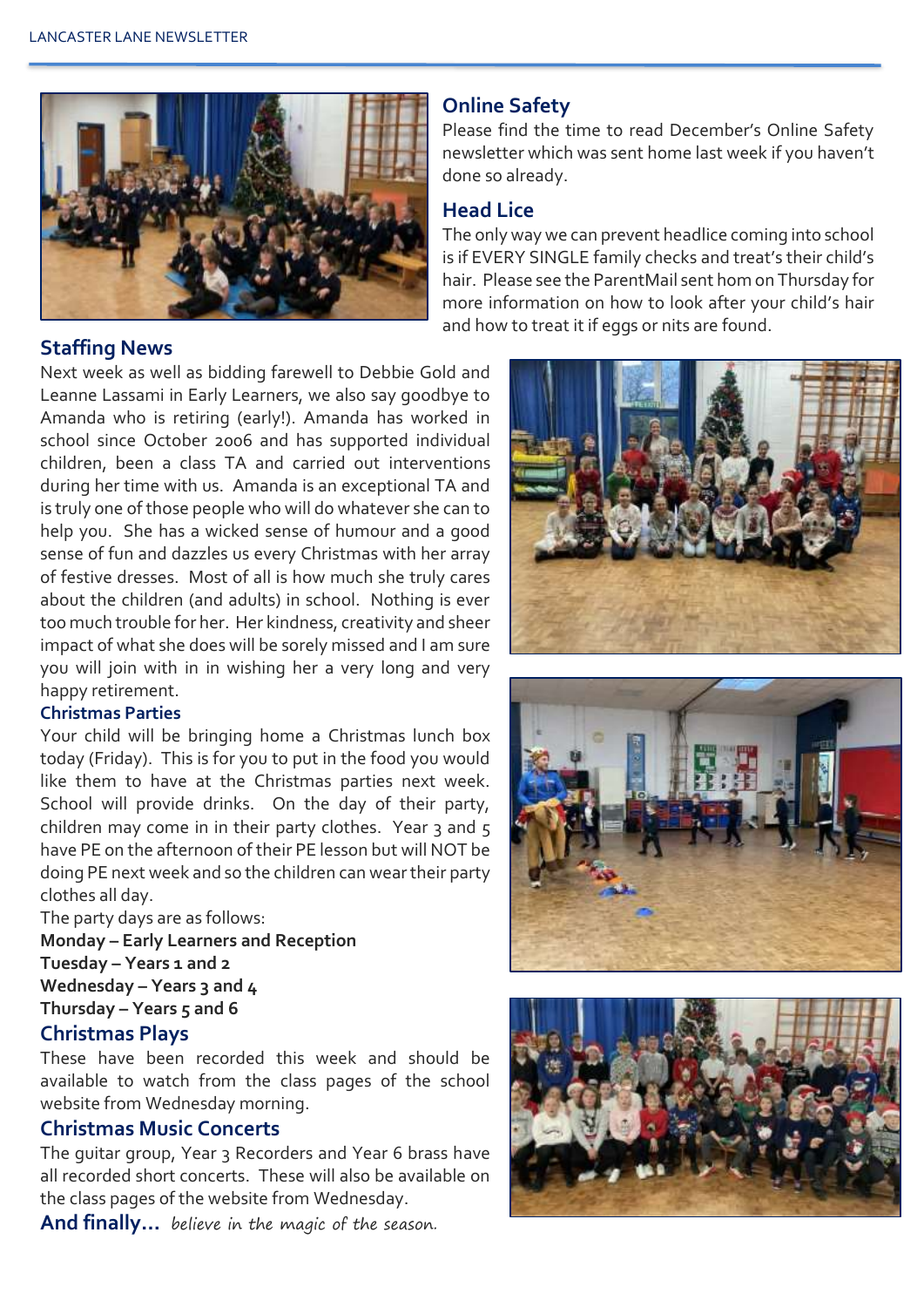## Online Safety

Please find the time to read December's Online Safety newsletter which was sent home last week if you haven't done so already.

## Head Lice

The only way we can prevent headlice coming into school is if EVERY SINGLE family checks and treat's their child's hair. Please see the ParentMail sent hom on Thursday for more information on how to look after your child's hair and how to treat it if eggs or nits are found.

## Staffing News

Next week as well as bidding farewell to Debbie Gold and Leanne Lassami in Early Learners, we also say goodbye to Amanda who is retiring (early!). Amanda has worked in school since October 2006 and has supported individual children, been a class TA and carried out interventions during her time with us. Amanda is an exceptional TA and is truly one of those people who will do whatever she can to help you. She has a wicked sense of humour and a good sense of fun and dazzles us every Christmas with her array of festive dresses. Most of all is how much she truly cares about the children (and adults) in school. Nothing is ever too much trouble for her. Her kindness, creativity and sheer impact of what she does will be sorely missed and I am sure you will join with in in wishing her a very long and very happy retirement.

### Christmas Parties

Your child will be bringing home a Christmas lunch box today (Friday). This is for you to put in the food you would like them to have at the Christmas parties next week. School will provide drinks. On the day of their party, children may come in in their party clothes. Year 3 and 5 have PE on the afternoon of their PE lesson but will NOT be doing PE next week and so the children can wear their party clothes all day.

The party days are as follows:

**Monday – Early Learners and Reception**
**Tuesday – Years 1 and 2**
**Wednesday – Years 3 and 4**
**Thursday – Years 5 and 6**

## Christmas Plays

These have been recorded this week and should be available to watch from the class pages of the school website from Wednesday morning.

## Christmas Music Concerts

The guitar group, Year 3 Recorders and Year 6 brass have all recorded short concerts. These will also be available on the class pages of the website from Wednesday.

**And finally…** *believe in the magic of the season.*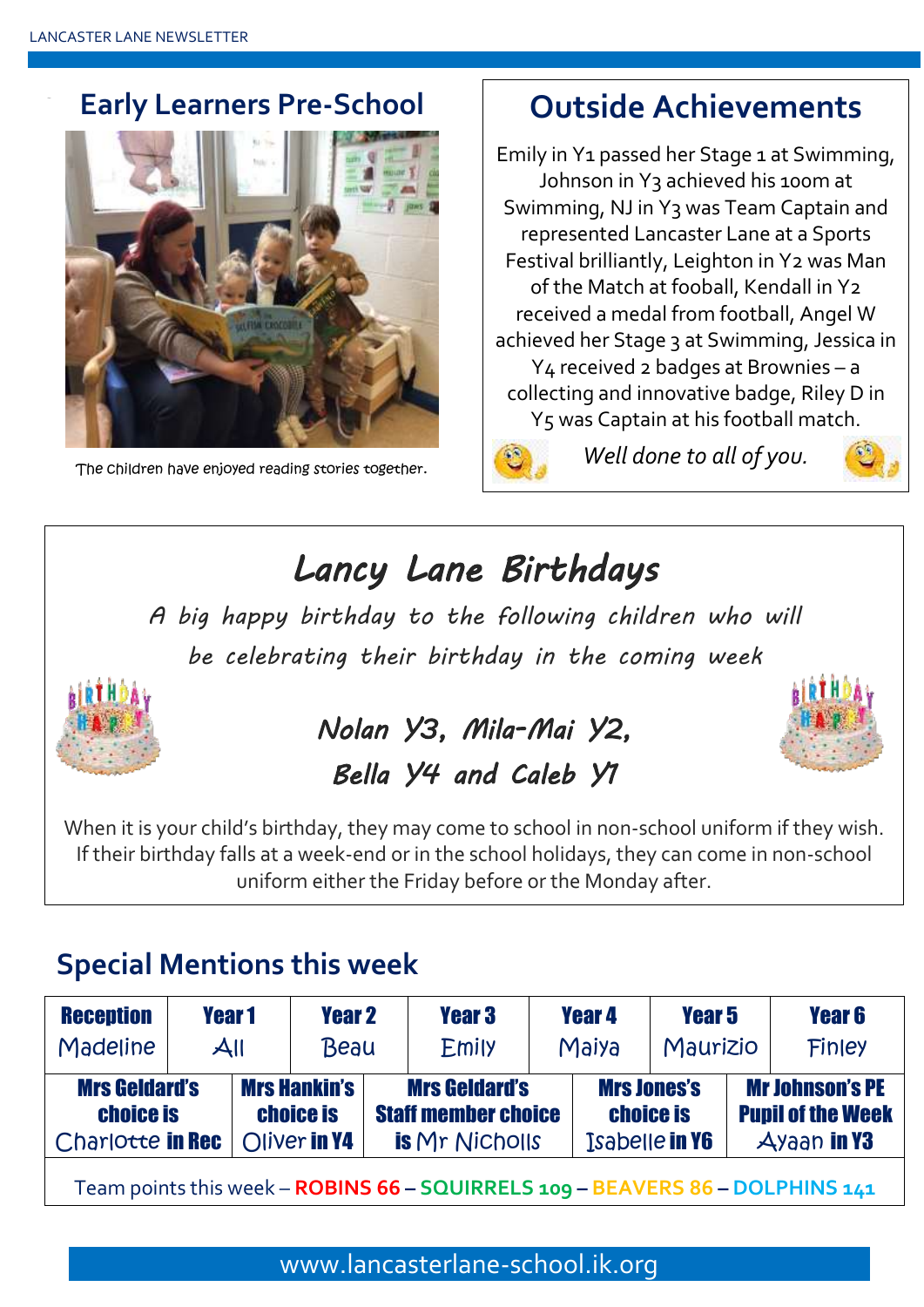## Early Learners Pre-School

The children have enjoyed reading stories together.

## Outside Achievements

Emily in Y1 passed her Stage 1 at Swimming, Johnson in Y3 achieved his 100m at Swimming, NJ in Y3 was Team Captain and represented Lancaster Lane at a Sports Festival brilliantly, Leighton in Y2 was Man of the Match at fooball, Kendall in Y2 received a medal from football, Angel W achieved her Stage 3 at Swimming, Jessica in Y4 received 2 badges at Brownies – a collecting and innovative badge, Riley D in Y5 was Captain at his football match.

*Well done to all of you.*

## *Lancy Lane Birthdays*

*A big happy birthday to the following children who will be celebrating their birthday in the coming week*

***Nolan Y3, Mila-Mai Y2,***
***Bella Y4 and Caleb Y1***

When it is your child's birthday, they may come to school in non-school uniform if they wish. If their birthday falls at a week-end or in the school holidays, they can come in non-school uniform either the Friday before or the Monday after.

## Special Mentions this week

| **Reception** | **Year 1** | **Year 2** | **Year 3** | **Year 4** | **Year 5** | **Year 6** |
|---|---|---|---|---|---|---|
| Madeline | All | Beau | Emily | Maiya | Maurizio | Finley |

| **Mrs Geldard's choice is** | **Mrs Hankin's choice is** | **Mrs Geldard's Staff member choice is** | **Mrs Jones's choice is** | **Mr Johnson's PE Pupil of the Week** |
|---|---|---|---|---|
| Charlotte **in Rec** | Oliver **in Y4** | Mr Nicholls | Isabelle **in Y6** | Ayaan **in Y3** |

Team points this week – **ROBINS 66** – **SQUIRRELS 109** – **BEAVERS 86** – **DOLPHINS 141**

www.lancasterlane-school.ik.org